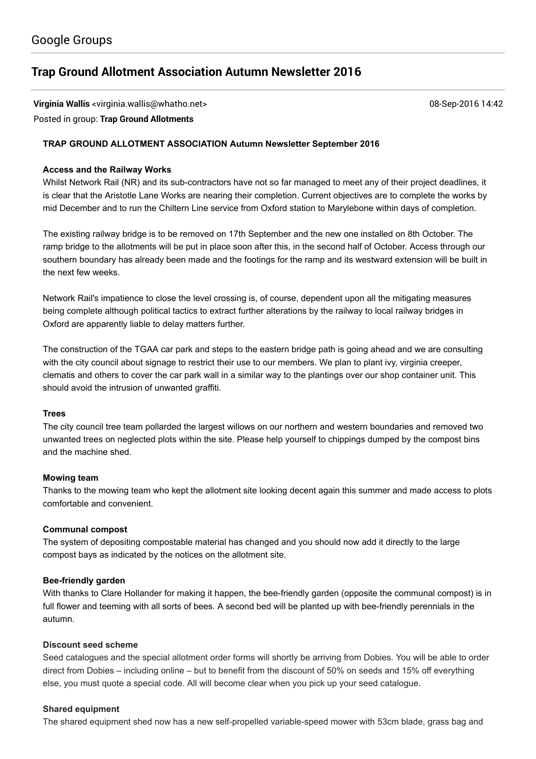Google Groups

# Trap Ground Allotment Association Autumn Newsletter 2016

**Virginia Wallis** <virginia.wallis@whatho.net> 08-Sep-2016 14:42

Posted in group: **Trap Ground Allotments**

**TRAP GROUND ALLOTMENT ASSOCIATION Autumn Newsletter September 2016**

**Access and the Railway Works**

Whilst Network Rail (NR) and its sub-contractors have not so far managed to meet any of their project deadlines, it is clear that the Aristotle Lane Works are nearing their completion. Current objectives are to complete the works by mid December and to run the Chiltern Line service from Oxford station to Marylebone within days of completion.

The existing railway bridge is to be removed on 17th September and the new one installed on 8th October. The ramp bridge to the allotments will be put in place soon after this, in the second half of October. Access through our southern boundary has already been made and the footings for the ramp and its westward extension will be built in the next few weeks.

Network Rail's impatience to close the level crossing is, of course, dependent upon all the mitigating measures being complete although political tactics to extract further alterations by the railway to local railway bridges in Oxford are apparently liable to delay matters further.

The construction of the TGAA car park and steps to the eastern bridge path is going ahead and we are consulting with the city council about signage to restrict their use to our members. We plan to plant ivy, virginia creeper, clematis and others to cover the car park wall in a similar way to the plantings over our shop container unit. This should avoid the intrusion of unwanted graffiti.

**Trees**

The city council tree team pollarded the largest willows on our northern and western boundaries and removed two unwanted trees on neglected plots within the site. Please help yourself to chippings dumped by the compost bins and the machine shed.

**Mowing team**

Thanks to the mowing team who kept the allotment site looking decent again this summer and made access to plots comfortable and convenient.

**Communal compost**

The system of depositing compostable material has changed and you should now add it directly to the large compost bays as indicated by the notices on the allotment site.

**Bee-friendly garden**

With thanks to Clare Hollander for making it happen, the bee-friendly garden (opposite the communal compost) is in full flower and teeming with all sorts of bees. A second bed will be planted up with bee-friendly perennials in the autumn.

**Discount seed scheme**

Seed catalogues and the special allotment order forms will shortly be arriving from Dobies. You will be able to order direct from Dobies – including online – but to benefit from the discount of 50% on seeds and 15% off everything else, you must quote a special code. All will become clear when you pick up your seed catalogue.

**Shared equipment**

The shared equipment shed now has a new self-propelled variable-speed mower with 53cm blade, grass bag and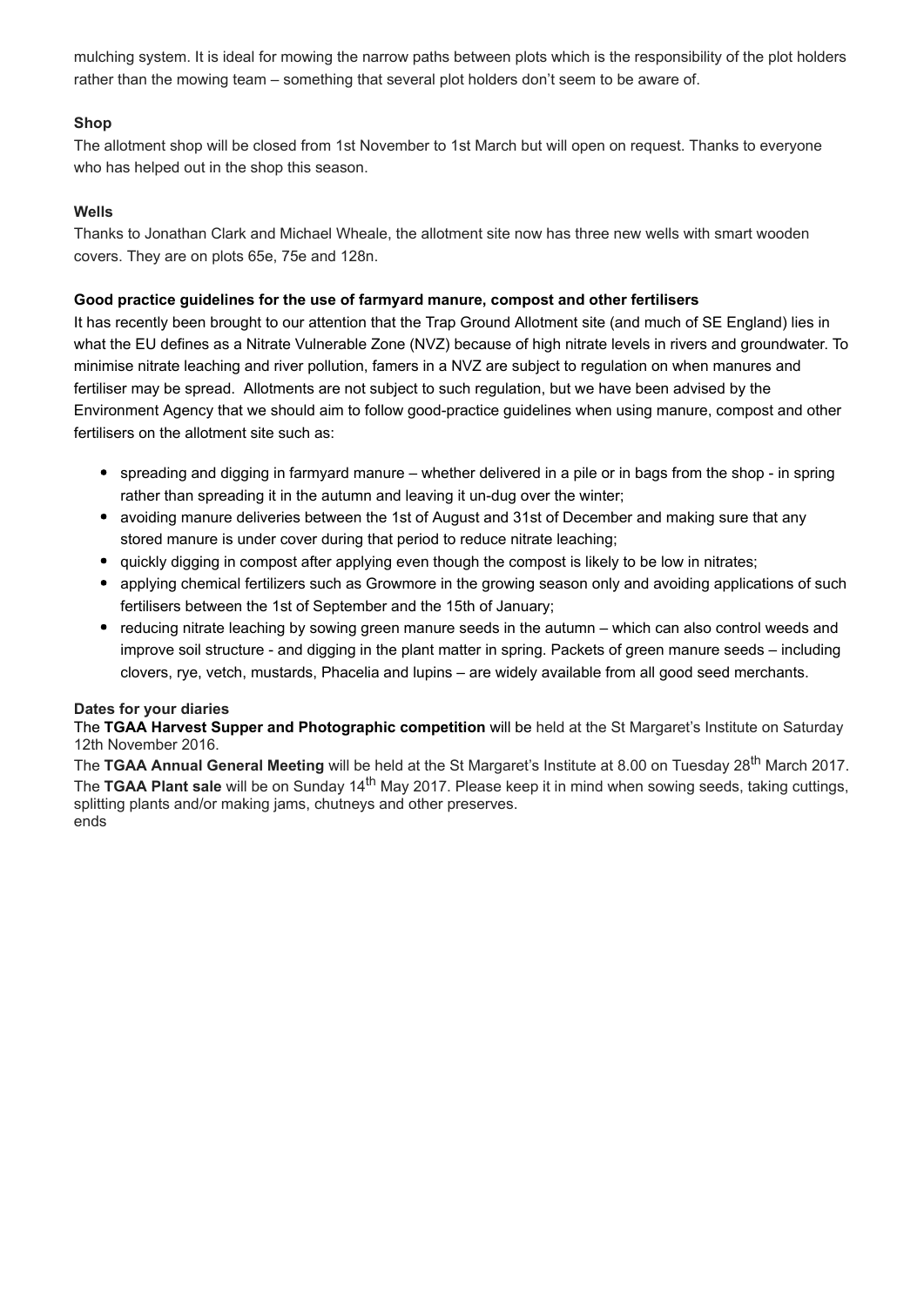mulching system. It is ideal for mowing the narrow paths between plots which is the responsibility of the plot holders rather than the mowing team – something that several plot holders don't seem to be aware of.

**Shop**

The allotment shop will be closed from 1st November to 1st March but will open on request. Thanks to everyone who has helped out in the shop this season.

**Wells**

Thanks to Jonathan Clark and Michael Wheale, the allotment site now has three new wells with smart wooden covers. They are on plots 65e, 75e and 128n.

**Good practice guidelines for the use of farmyard manure, compost and other fertilisers**

It has recently been brought to our attention that the Trap Ground Allotment site (and much of SE England) lies in what the EU defines as a Nitrate Vulnerable Zone (NVZ) because of high nitrate levels in rivers and groundwater. To minimise nitrate leaching and river pollution, famers in a NVZ are subject to regulation on when manures and fertiliser may be spread. Allotments are not subject to such regulation, but we have been advised by the Environment Agency that we should aim to follow good-practice guidelines when using manure, compost and other fertilisers on the allotment site such as:

- spreading and digging in farmyard manure – whether delivered in a pile or in bags from the shop - in spring rather than spreading it in the autumn and leaving it un-dug over the winter;
- avoiding manure deliveries between the 1st of August and 31st of December and making sure that any stored manure is under cover during that period to reduce nitrate leaching;
- quickly digging in compost after applying even though the compost is likely to be low in nitrates;
- applying chemical fertilizers such as Growmore in the growing season only and avoiding applications of such fertilisers between the 1st of September and the 15th of January;
- reducing nitrate leaching by sowing green manure seeds in the autumn – which can also control weeds and improve soil structure - and digging in the plant matter in spring. Packets of green manure seeds – including clovers, rye, vetch, mustards, Phacelia and lupins – are widely available from all good seed merchants.

**Dates for your diaries**

The **TGAA Harvest Supper and Photographic competition** will be held at the St Margaret's Institute on Saturday 12th November 2016.

The **TGAA Annual General Meeting** will be held at the St Margaret's Institute at 8.00 on Tuesday 28th March 2017.

The **TGAA Plant sale** will be on Sunday 14th May 2017. Please keep it in mind when sowing seeds, taking cuttings, splitting plants and/or making jams, chutneys and other preserves.

ends